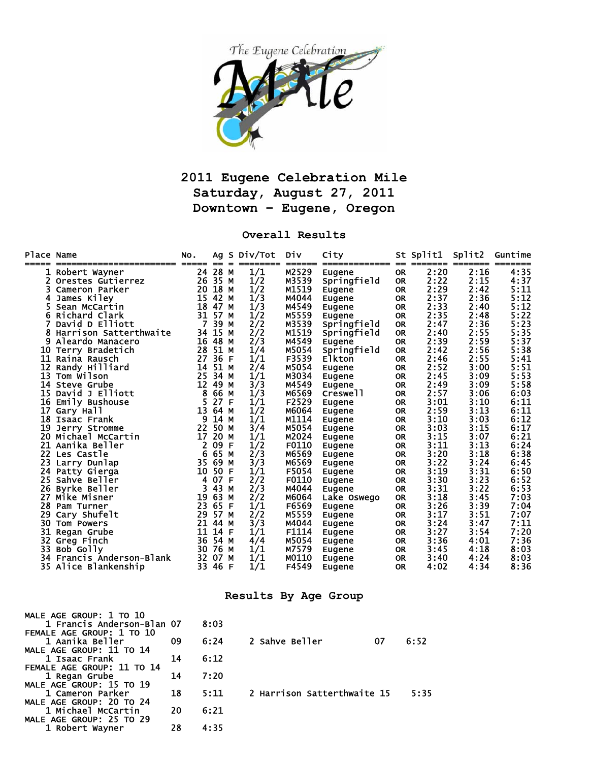# 2011 Eugene Celebration Mile

## Saturday, August 27, 2011

## Downtown - Eugene, Oregon

### Overall Results

| Place | Name | No. | Ag | S | Div/Tot | Div | City | St | Split1 | Split2 | Guntime |
|---|---|---|---|---|---|---|---|---|---|---|---|
| 1 | Robert Wayner | 24 | 28 | M | 1/1 | M2529 | Eugene | OR | 2:20 | 2:16 | 4:35 |
| 2 | Orestes Gutierrez | 26 | 35 | M | 1/2 | M3539 | Springfield | OR | 2:22 | 2:15 | 4:37 |
| 3 | Cameron Parker | 20 | 18 | M | 1/2 | M1519 | Eugene | OR | 2:29 | 2:42 | 5:11 |
| 4 | James Kiley | 15 | 42 | M | 1/3 | M4044 | Eugene | OR | 2:37 | 2:36 | 5:12 |
| 5 | Sean McCartin | 18 | 47 | M | 1/3 | M4549 | Eugene | OR | 2:33 | 2:40 | 5:12 |
| 6 | Richard Clark | 31 | 57 | M | 1/2 | M5559 | Eugene | OR | 2:35 | 2:48 | 5:22 |
| 7 | David D Elliott | 7 | 39 | M | 2/2 | M3539 | Springfield | OR | 2:47 | 2:36 | 5:23 |
| 8 | Harrison Satterthwaite | 34 | 15 | M | 2/2 | M1519 | Springfield | OR | 2:40 | 2:55 | 5:35 |
| 9 | Aleardo Manacero | 16 | 48 | M | 2/3 | M4549 | Eugene | OR | 2:39 | 2:59 | 5:37 |
| 10 | Terry Bradetich | 28 | 51 | M | 1/4 | M5054 | Springfield | OR | 2:42 | 2:56 | 5:38 |
| 11 | Raina Rausch | 27 | 36 | F | 1/1 | F3539 | Elkton | OR | 2:46 | 2:55 | 5:41 |
| 12 | Randy Hilliard | 14 | 51 | M | 2/4 | M5054 | Eugene | OR | 2:52 | 3:00 | 5:51 |
| 13 | Tom Wilson | 25 | 34 | M | 1/1 | M3034 | Eugene | OR | 2:45 | 3:09 | 5:53 |
| 14 | Steve Grube | 12 | 49 | M | 3/3 | M4549 | Eugene | OR | 2:49 | 3:09 | 5:58 |
| 15 | David J Elliott | 8 | 66 | M | 1/3 | M6569 | Creswell | OR | 2:57 | 3:06 | 6:03 |
| 16 | Emily Bushouse | 5 | 27 | F | 1/1 | F2529 | Eugene | OR | 3:01 | 3:10 | 6:11 |
| 17 | Gary Hall | 13 | 64 | M | 1/2 | M6064 | Eugene | OR | 2:59 | 3:13 | 6:11 |
| 18 | Isaac Frank | 9 | 14 | M | 1/1 | M1114 | Eugene | OR | 3:10 | 3:03 | 6:12 |
| 19 | Jerry Stromme | 22 | 50 | M | 3/4 | M5054 | Eugene | OR | 3:03 | 3:15 | 6:17 |
| 20 | Michael McCartin | 17 | 20 | M | 1/1 | M2024 | Eugene | OR | 3:15 | 3:07 | 6:21 |
| 21 | Aanika Beller | 2 | 09 | F | 1/2 | F0110 | Eugene | OR | 3:11 | 3:13 | 6:24 |
| 22 | Les Castle | 6 | 65 | M | 2/3 | M6569 | Eugene | OR | 3:20 | 3:18 | 6:38 |
| 23 | Larry Dunlap | 35 | 69 | M | 3/3 | M6569 | Eugene | OR | 3:22 | 3:24 | 6:45 |
| 24 | Patty Gierga | 10 | 50 | F | 1/1 | F5054 | Eugene | OR | 3:19 | 3:31 | 6:50 |
| 25 | Sahve Beller | 4 | 07 | F | 2/2 | F0110 | Eugene | OR | 3:30 | 3:23 | 6:52 |
| 26 | Byrke Beller | 3 | 43 | M | 2/3 | M4044 | Eugene | OR | 3:31 | 3:22 | 6:53 |
| 27 | Mike Misner | 19 | 63 | M | 2/2 | M6064 | Lake Oswego | OR | 3:18 | 3:45 | 7:03 |
| 28 | Pam Turner | 23 | 65 | F | 1/1 | F6569 | Eugene | OR | 3:26 | 3:39 | 7:04 |
| 29 | Cary Shufelt | 29 | 57 | M | 2/2 | M5559 | Eugene | OR | 3:17 | 3:51 | 7:07 |
| 30 | Tom Powers | 21 | 44 | M | 3/3 | M4044 | Eugene | OR | 3:24 | 3:47 | 7:11 |
| 31 | Regan Grube | 11 | 14 | F | 1/1 | F1114 | Eugene | OR | 3:27 | 3:54 | 7:20 |
| 32 | Greg Finch | 36 | 54 | M | 4/4 | M5054 | Eugene | OR | 3:36 | 4:01 | 7:36 |
| 33 | Bob Golly | 30 | 76 | M | 1/1 | M7579 | Eugene | OR | 3:45 | 4:18 | 8:03 |
| 34 | Francis Anderson-Blank | 32 | 07 | M | 1/1 | M0110 | Eugene | OR | 3:40 | 4:24 | 8:03 |
| 35 | Alice Blankenship | 33 | 46 | F | 1/1 | F4549 | Eugene | OR | 4:02 | 4:34 | 8:36 |

### Results By Age Group

```
MALE AGE GROUP: 1 TO 10
   1 Francis Anderson-Blan 07     8:03
FEMALE AGE GROUP: 1 TO 10
   1 Aanika Beller         09     6:24     2 Sahve Beller          07     6:52
MALE AGE GROUP: 11 TO 14
   1 Isaac Frank           14     6:12
FEMALE AGE GROUP: 11 TO 14
   1 Regan Grube           14     7:20
MALE AGE GROUP: 15 TO 19
   1 Cameron Parker        18     5:11     2 Harrison Satterthwaite 15    5:35
MALE AGE GROUP: 20 TO 24
   1 Michael McCartin      20     6:21
MALE AGE GROUP: 25 TO 29
   1 Robert Wayner         28     4:35
```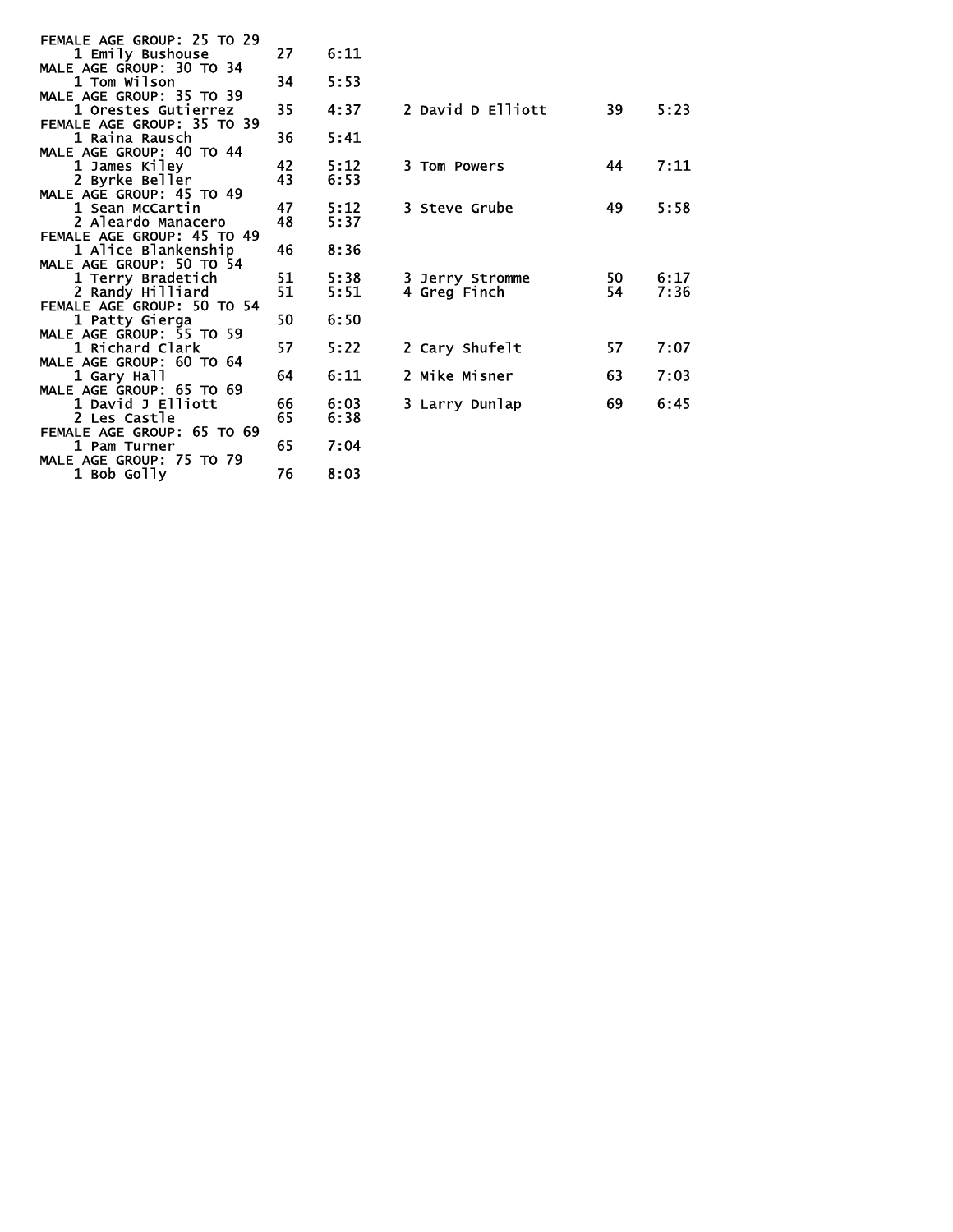FEMALE AGE GROUP: 25 TO 29

| | | | | | |
|---|---|---|---|---|---|
| 1 Emily Bushouse | 27 | 6:11 | | | |

MALE AGE GROUP: 30 TO 34

| | | | | | |
|---|---|---|---|---|---|
| 1 Tom Wilson | 34 | 5:53 | | | |

MALE AGE GROUP: 35 TO 39

| | | | | | |
|---|---|---|---|---|---|
| 1 Orestes Gutierrez | 35 | 4:37 | 2 David D Elliott | 39 | 5:23 |

FEMALE AGE GROUP: 35 TO 39

| | | | | | |
|---|---|---|---|---|---|
| 1 Raina Rausch | 36 | 5:41 | | | |

MALE AGE GROUP: 40 TO 44

| | | | | | |
|---|---|---|---|---|---|
| 1 James Kiley | 42 | 5:12 | 3 Tom Powers | 44 | 7:11 |
| 2 Byrke Beller | 43 | 6:53 | | | |

MALE AGE GROUP: 45 TO 49

| | | | | | |
|---|---|---|---|---|---|
| 1 Sean McCartin | 47 | 5:12 | 3 Steve Grube | 49 | 5:58 |
| 2 Aleardo Manacero | 48 | 5:37 | | | |

FEMALE AGE GROUP: 45 TO 49

| | | | | | |
|---|---|---|---|---|---|
| 1 Alice Blankenship | 46 | 8:36 | | | |

MALE AGE GROUP: 50 TO 54

| | | | | | |
|---|---|---|---|---|---|
| 1 Terry Bradetich | 51 | 5:38 | 3 Jerry Stromme | 50 | 6:17 |
| 2 Randy Hilliard | 51 | 5:51 | 4 Greg Finch | 54 | 7:36 |

FEMALE AGE GROUP: 50 TO 54

| | | | | | |
|---|---|---|---|---|---|
| 1 Patty Gierga | 50 | 6:50 | | | |

MALE AGE GROUP: 55 TO 59

| | | | | | |
|---|---|---|---|---|---|
| 1 Richard Clark | 57 | 5:22 | 2 Cary Shufelt | 57 | 7:07 |

MALE AGE GROUP: 60 TO 64

| | | | | | |
|---|---|---|---|---|---|
| 1 Gary Hall | 64 | 6:11 | 2 Mike Misner | 63 | 7:03 |

MALE AGE GROUP: 65 TO 69

| | | | | | |
|---|---|---|---|---|---|
| 1 David J Elliott | 66 | 6:03 | 3 Larry Dunlap | 69 | 6:45 |
| 2 Les Castle | 65 | 6:38 | | | |

FEMALE AGE GROUP: 65 TO 69

| | | | | | |
|---|---|---|---|---|---|
| 1 Pam Turner | 65 | 7:04 | | | |

MALE AGE GROUP: 75 TO 79

| | | | | | |
|---|---|---|---|---|---|
| 1 Bob Golly | 76 | 8:03 | | | |